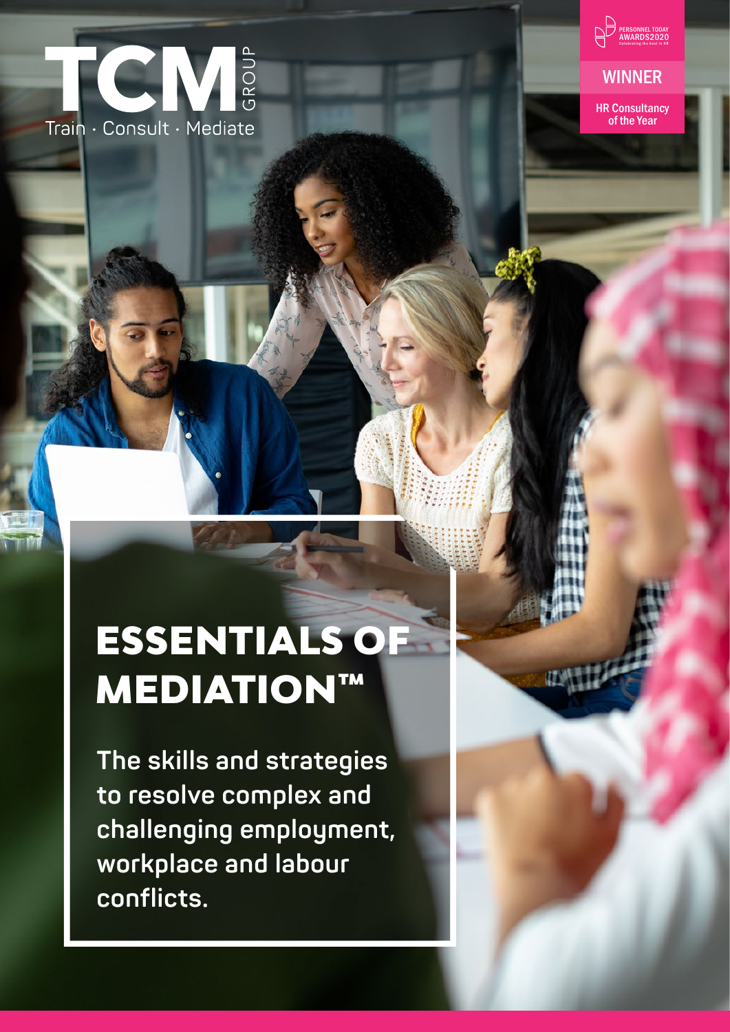TCM GROUP

Train · Consult · Mediate

PERSONNEL TODAY AWARDS2020

Celebrating the best in HR

WINNER

HR Consultancy of the Year

# ESSENTIALS OF MEDIATION™

**The skills and strategies to resolve complex and challenging employment, workplace and labour conflicts.**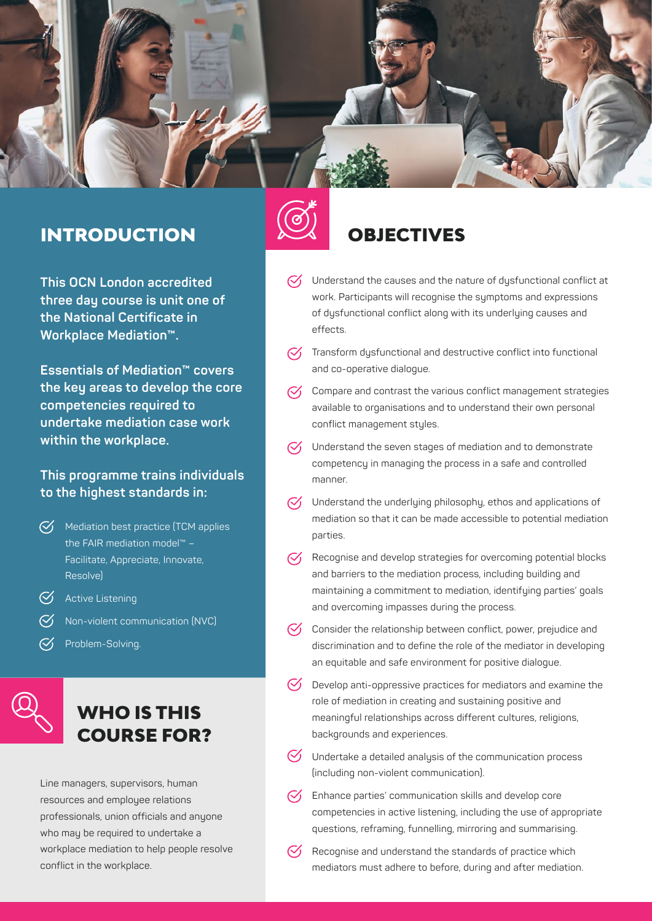## INTRODUCTION

**This OCN London accredited three day course is unit one of the National Certificate in Workplace Mediation™.**

**Essentials of Mediation™ covers the key areas to develop the core competencies required to undertake mediation case work within the workplace.**

**This programme trains individuals to the highest standards in:**

- Mediation best practice (TCM applies the FAIR mediation model™ – Facilitate, Appreciate, Innovate, Resolve)
- Active Listening
- Non-violent communication (NVC)
- Problem-Solving.

## WHO IS THIS COURSE FOR?

Line managers, supervisors, human resources and employee relations professionals, union officials and anyone who may be required to undertake a workplace mediation to help people resolve conflict in the workplace.

## OBJECTIVES

- Understand the causes and the nature of dysfunctional conflict at work. Participants will recognise the symptoms and expressions of dysfunctional conflict along with its underlying causes and effects.
- Transform dysfunctional and destructive conflict into functional and co-operative dialogue.
- Compare and contrast the various conflict management strategies available to organisations and to understand their own personal conflict management styles.
- Understand the seven stages of mediation and to demonstrate competency in managing the process in a safe and controlled manner.
- Understand the underlying philosophy, ethos and applications of mediation so that it can be made accessible to potential mediation parties.
- Recognise and develop strategies for overcoming potential blocks and barriers to the mediation process, including building and maintaining a commitment to mediation, identifying parties' goals and overcoming impasses during the process.
- Consider the relationship between conflict, power, prejudice and discrimination and to define the role of the mediator in developing an equitable and safe environment for positive dialogue.
- Develop anti-oppressive practices for mediators and examine the role of mediation in creating and sustaining positive and meaningful relationships across different cultures, religions, backgrounds and experiences.
- Undertake a detailed analysis of the communication process (including non-violent communication).
- Enhance parties' communication skills and develop core competencies in active listening, including the use of appropriate questions, reframing, funnelling, mirroring and summarising.
- Recognise and understand the standards of practice which mediators must adhere to before, during and after mediation.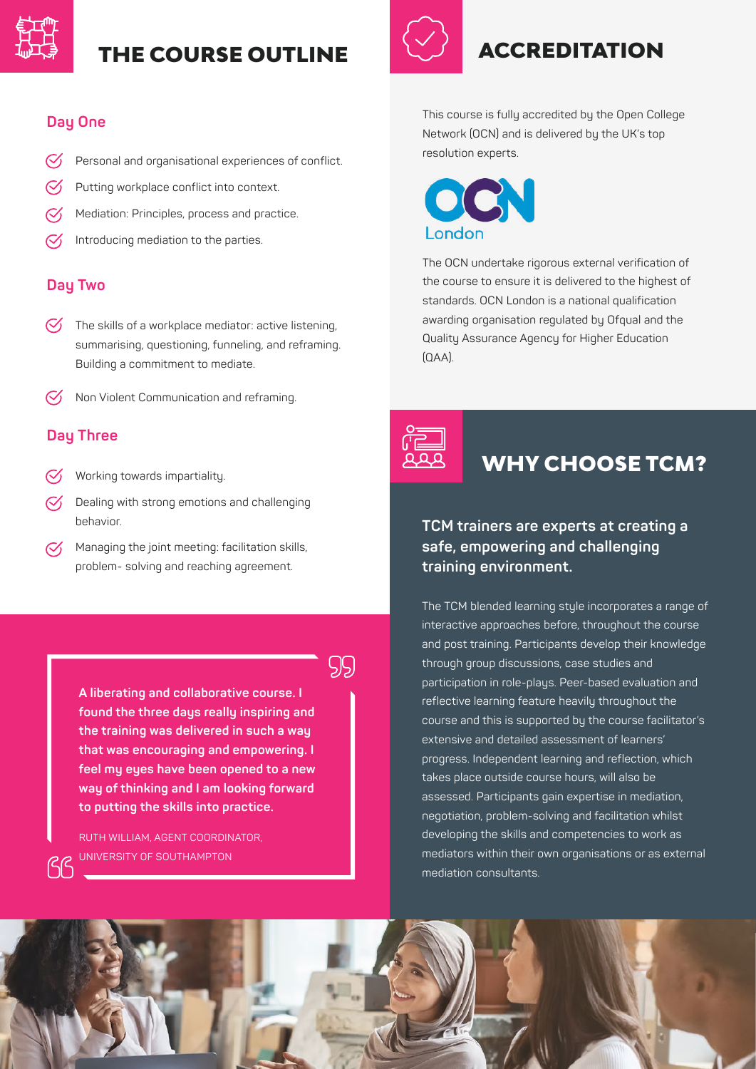## THE COURSE OUTLINE

### Day One

- Personal and organisational experiences of conflict.
- Putting workplace conflict into context.
- Mediation: Principles, process and practice.
- Introducing mediation to the parties.

### Day Two

- The skills of a workplace mediator: active listening, summarising, questioning, funneling, and reframing. Building a commitment to mediate.
- Non Violent Communication and reframing.

### Day Three

- Working towards impartiality.
- Dealing with strong emotions and challenging behavior.
- Managing the joint meeting: facilitation skills, problem- solving and reaching agreement.

> **A liberating and collaborative course. I found the three days really inspiring and the training was delivered in such a way that was encouraging and empowering. I feel my eyes have been opened to a new way of thinking and I am looking forward to putting the skills into practice.**
>
> RUTH WILLIAM, AGENT COORDINATOR, UNIVERSITY OF SOUTHAMPTON

## ACCREDITATION

This course is fully accredited by the Open College Network (OCN) and is delivered by the UK's top resolution experts.

OCN London

The OCN undertake rigorous external verification of the course to ensure it is delivered to the highest of standards. OCN London is a national qualification awarding organisation regulated by Ofqual and the Quality Assurance Agency for Higher Education (QAA).

## WHY CHOOSE TCM?

**TCM trainers are experts at creating a safe, empowering and challenging training environment.**

The TCM blended learning style incorporates a range of interactive approaches before, throughout the course and post training. Participants develop their knowledge through group discussions, case studies and participation in role-plays. Peer-based evaluation and reflective learning feature heavily throughout the course and this is supported by the course facilitator's extensive and detailed assessment of learners' progress. Independent learning and reflection, which takes place outside course hours, will also be assessed. Participants gain expertise in mediation, negotiation, problem-solving and facilitation whilst developing the skills and competencies to work as mediators within their own organisations or as external mediation consultants.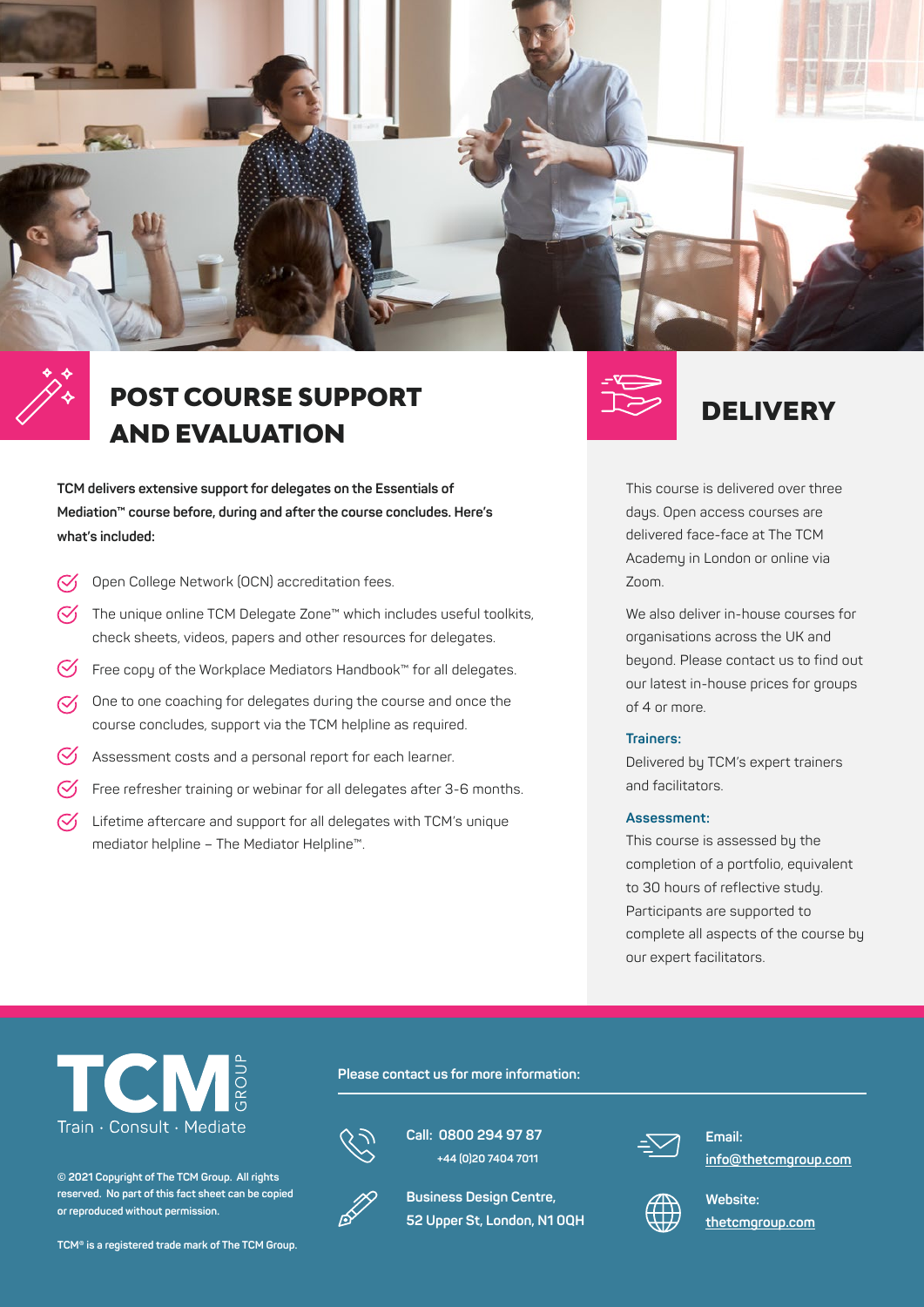## POST COURSE SUPPORT AND EVALUATION

**TCM delivers extensive support for delegates on the Essentials of Mediation™ course before, during and after the course concludes. Here's what's included:**

- Open College Network (OCN) accreditation fees.
- The unique online TCM Delegate Zone™ which includes useful toolkits, check sheets, videos, papers and other resources for delegates.
- Free copy of the Workplace Mediators Handbook™ for all delegates.
- One to one coaching for delegates during the course and once the course concludes, support via the TCM helpline as required.
- Assessment costs and a personal report for each learner.
- Free refresher training or webinar for all delegates after 3-6 months.
- Lifetime aftercare and support for all delegates with TCM's unique mediator helpline – The Mediator Helpline™.

## DELIVERY

This course is delivered over three days. Open access courses are delivered face-face at The TCM Academy in London or online via Zoom.

We also deliver in-house courses for organisations across the UK and beyond. Please contact us to find out our latest in-house prices for groups of 4 or more.

**Trainers:**

Delivered by TCM's expert trainers and facilitators.

**Assessment:**

This course is assessed by the completion of a portfolio, equivalent to 30 hours of reflective study. Participants are supported to complete all aspects of the course by our expert facilitators.

TCM GROUP
Train · Consult · Mediate

**© 2021 Copyright of The TCM Group. All rights reserved. No part of this fact sheet can be copied or reproduced without permission.**

**TCM® is a registered trade mark of The TCM Group.**

**Please contact us for more information:**

**Call: 0800 294 97 87**
**+44 (0)20 7404 7011**

**Email:** **info@thetcmgroup.com**

**Business Design Centre, 52 Upper St, London, N1 0QH**

**Website:** **thetcmgroup.com**